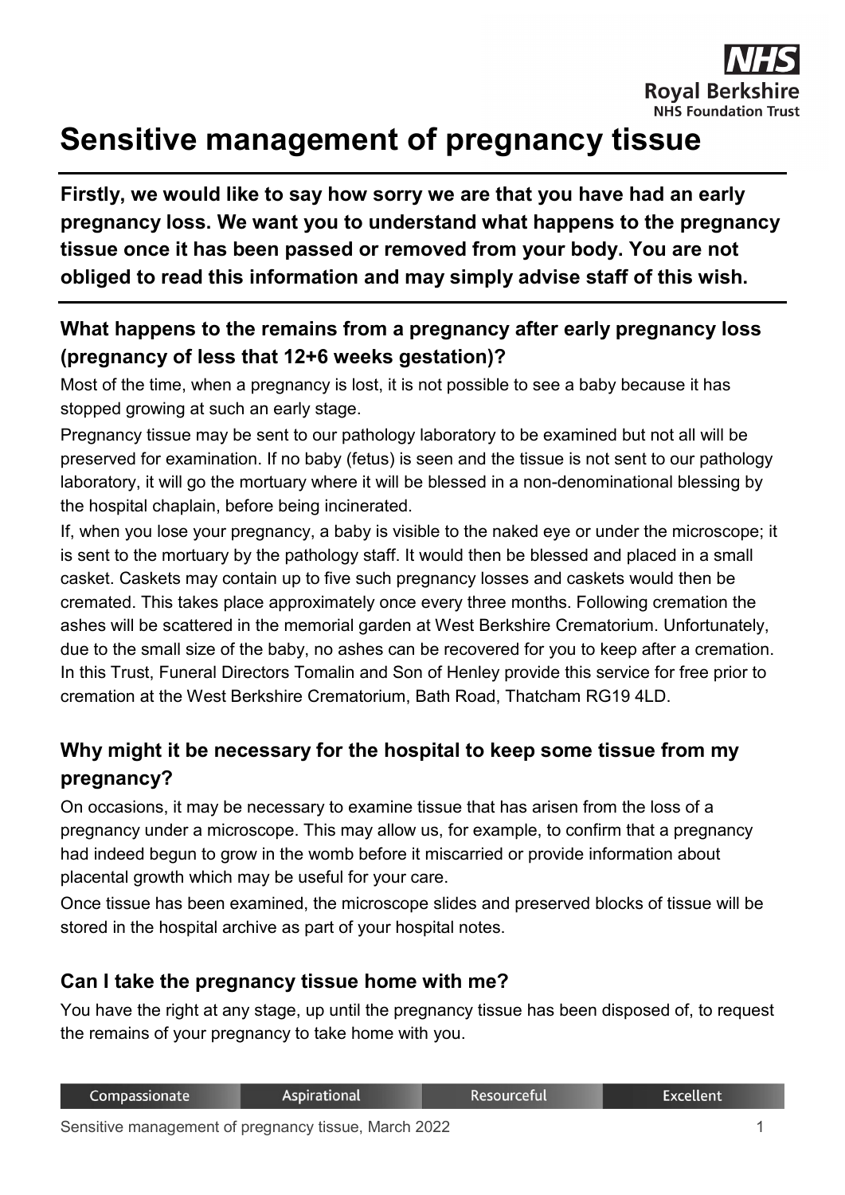# Sensitive management of pregnancy tissue

**Firstly, we would like to say how sorry we are that you have had an early pregnancy loss. We want you to understand what happens to the pregnancy tissue once it has been passed or removed from your body. You are not obliged to read this information and may simply advise staff of this wish.**

## What happens to the remains from a pregnancy after early pregnancy loss (pregnancy of less that 12+6 weeks gestation)?

Most of the time, when a pregnancy is lost, it is not possible to see a baby because it has stopped growing at such an early stage.

Pregnancy tissue may be sent to our pathology laboratory to be examined but not all will be preserved for examination. If no baby (fetus) is seen and the tissue is not sent to our pathology laboratory, it will go the mortuary where it will be blessed in a non-denominational blessing by the hospital chaplain, before being incinerated.

If, when you lose your pregnancy, a baby is visible to the naked eye or under the microscope; it is sent to the mortuary by the pathology staff. It would then be blessed and placed in a small casket. Caskets may contain up to five such pregnancy losses and caskets would then be cremated. This takes place approximately once every three months. Following cremation the ashes will be scattered in the memorial garden at West Berkshire Crematorium. Unfortunately, due to the small size of the baby, no ashes can be recovered for you to keep after a cremation. In this Trust, Funeral Directors Tomalin and Son of Henley provide this service for free prior to cremation at the West Berkshire Crematorium, Bath Road, Thatcham RG19 4LD.

## Why might it be necessary for the hospital to keep some tissue from my pregnancy?

On occasions, it may be necessary to examine tissue that has arisen from the loss of a pregnancy under a microscope. This may allow us, for example, to confirm that a pregnancy had indeed begun to grow in the womb before it miscarried or provide information about placental growth which may be useful for your care.

Once tissue has been examined, the microscope slides and preserved blocks of tissue will be stored in the hospital archive as part of your hospital notes.

## Can I take the pregnancy tissue home with me?

You have the right at any stage, up until the pregnancy tissue has been disposed of, to request the remains of your pregnancy to take home with you.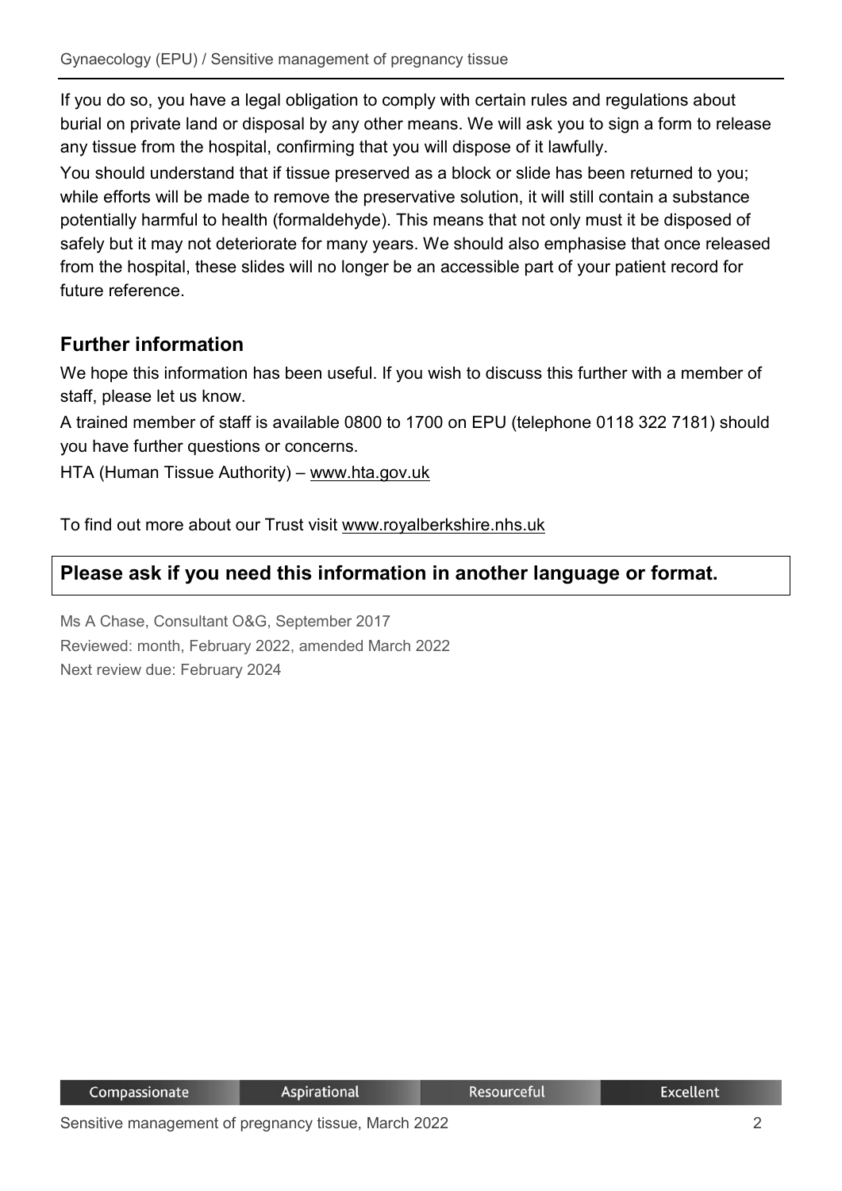If you do so, you have a legal obligation to comply with certain rules and regulations about burial on private land or disposal by any other means. We will ask you to sign a form to release any tissue from the hospital, confirming that you will dispose of it lawfully.

You should understand that if tissue preserved as a block or slide has been returned to you; while efforts will be made to remove the preservative solution, it will still contain a substance potentially harmful to health (formaldehyde). This means that not only must it be disposed of safely but it may not deteriorate for many years. We should also emphasise that once released from the hospital, these slides will no longer be an accessible part of your patient record for future reference.

## Further information

We hope this information has been useful. If you wish to discuss this further with a member of staff, please let us know.

A trained member of staff is available 0800 to 1700 on EPU (telephone 0118 322 7181) should you have further questions or concerns.

HTA (Human Tissue Authority) – www.hta.gov.uk

To find out more about our Trust visit www.royalberkshire.nhs.uk

**Please ask if you need this information in another language or format.**

Ms A Chase, Consultant O&G, September 2017

Reviewed: month, February 2022, amended March 2022

Next review due: February 2024

Compassionate | Aspirational | Resourceful | Excellent